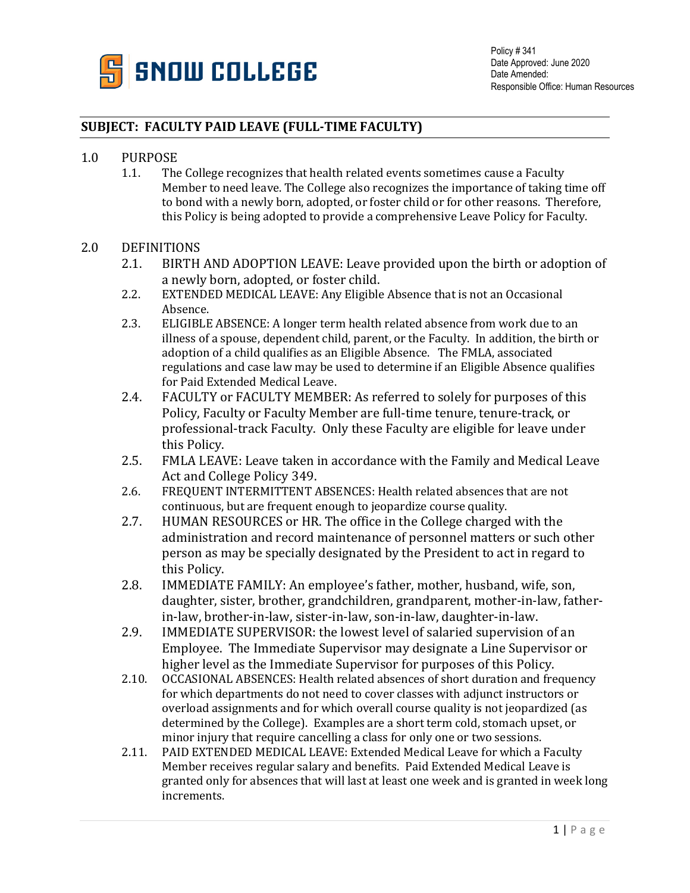SNOW COLLEGE

Policy # 341
Date Approved: June 2020
Date Amended:
Responsible Office: Human Resources

## SUBJECT: FACULTY PAID LEAVE (FULL-TIME FACULTY)

1.0 PURPOSE

1.1. The College recognizes that health related events sometimes cause a Faculty Member to need leave. The College also recognizes the importance of taking time off to bond with a newly born, adopted, or foster child or for other reasons. Therefore, this Policy is being adopted to provide a comprehensive Leave Policy for Faculty.

2.0 DEFINITIONS

2.1. BIRTH AND ADOPTION LEAVE: Leave provided upon the birth or adoption of a newly born, adopted, or foster child.

2.2. EXTENDED MEDICAL LEAVE: Any Eligible Absence that is not an Occasional Absence.

2.3. ELIGIBLE ABSENCE: A longer term health related absence from work due to an illness of a spouse, dependent child, parent, or the Faculty. In addition, the birth or adoption of a child qualifies as an Eligible Absence. The FMLA, associated regulations and case law may be used to determine if an Eligible Absence qualifies for Paid Extended Medical Leave.

2.4. FACULTY or FACULTY MEMBER: As referred to solely for purposes of this Policy, Faculty or Faculty Member are full-time tenure, tenure-track, or professional-track Faculty. Only these Faculty are eligible for leave under this Policy.

2.5. FMLA LEAVE: Leave taken in accordance with the Family and Medical Leave Act and College Policy 349.

2.6. FREQUENT INTERMITTENT ABSENCES: Health related absences that are not continuous, but are frequent enough to jeopardize course quality.

2.7. HUMAN RESOURCES or HR. The office in the College charged with the administration and record maintenance of personnel matters or such other person as may be specially designated by the President to act in regard to this Policy.

2.8. IMMEDIATE FAMILY: An employee's father, mother, husband, wife, son, daughter, sister, brother, grandchildren, grandparent, mother-in-law, father-in-law, brother-in-law, sister-in-law, son-in-law, daughter-in-law.

2.9. IMMEDIATE SUPERVISOR: the lowest level of salaried supervision of an Employee. The Immediate Supervisor may designate a Line Supervisor or higher level as the Immediate Supervisor for purposes of this Policy.

2.10. OCCASIONAL ABSENCES: Health related absences of short duration and frequency for which departments do not need to cover classes with adjunct instructors or overload assignments and for which overall course quality is not jeopardized (as determined by the College). Examples are a short term cold, stomach upset, or minor injury that require cancelling a class for only one or two sessions.

2.11. PAID EXTENDED MEDICAL LEAVE: Extended Medical Leave for which a Faculty Member receives regular salary and benefits. Paid Extended Medical Leave is granted only for absences that will last at least one week and is granted in week long increments.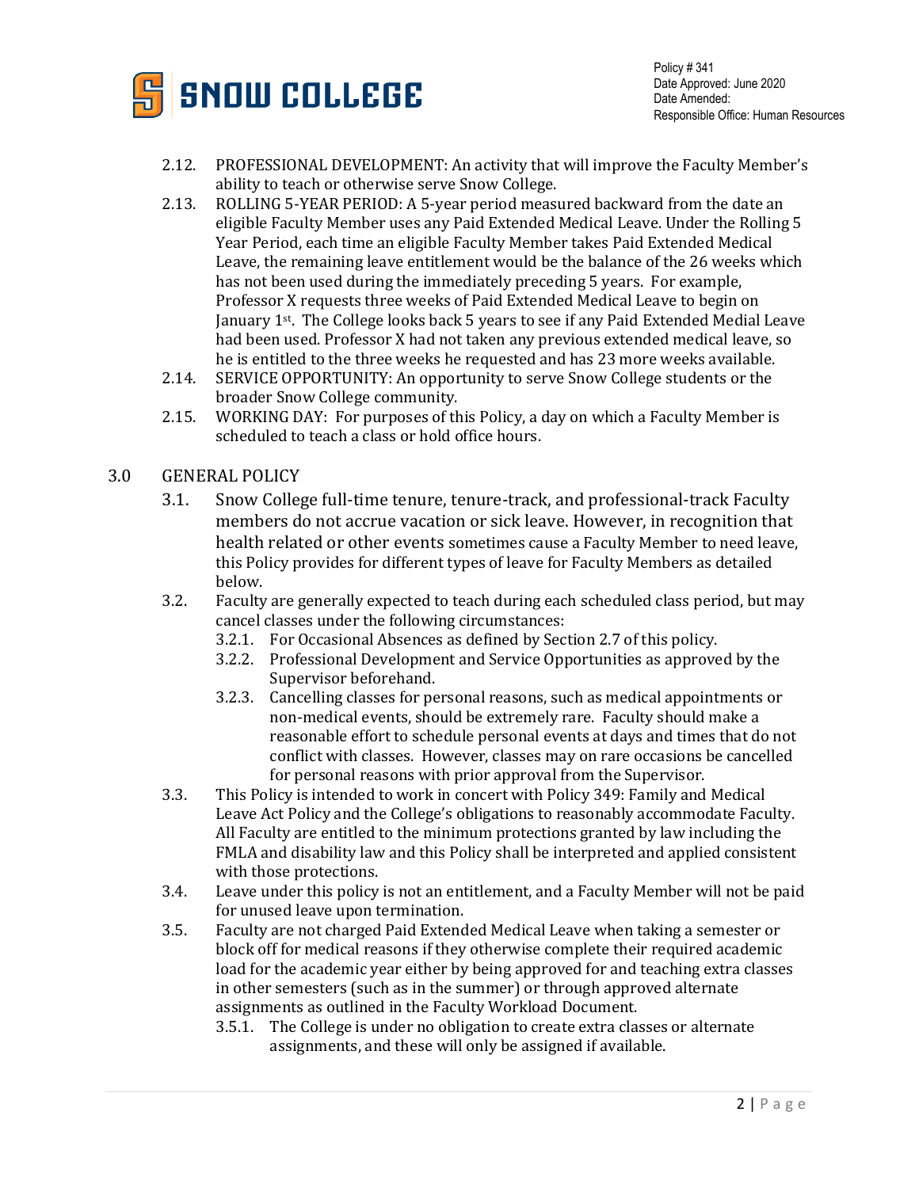2.12. PROFESSIONAL DEVELOPMENT: An activity that will improve the Faculty Member's ability to teach or otherwise serve Snow College.

2.13. ROLLING 5-YEAR PERIOD: A 5-year period measured backward from the date an eligible Faculty Member uses any Paid Extended Medical Leave. Under the Rolling 5 Year Period, each time an eligible Faculty Member takes Paid Extended Medical Leave, the remaining leave entitlement would be the balance of the 26 weeks which has not been used during the immediately preceding 5 years. For example, Professor X requests three weeks of Paid Extended Medical Leave to begin on January 1st. The College looks back 5 years to see if any Paid Extended Medial Leave had been used. Professor X had not taken any previous extended medical leave, so he is entitled to the three weeks he requested and has 23 more weeks available.

2.14. SERVICE OPPORTUNITY: An opportunity to serve Snow College students or the broader Snow College community.

2.15. WORKING DAY: For purposes of this Policy, a day on which a Faculty Member is scheduled to teach a class or hold office hours.

## 3.0 GENERAL POLICY

3.1. Snow College full-time tenure, tenure-track, and professional-track Faculty members do not accrue vacation or sick leave. However, in recognition that health related or other events sometimes cause a Faculty Member to need leave, this Policy provides for different types of leave for Faculty Members as detailed below.

3.2. Faculty are generally expected to teach during each scheduled class period, but may cancel classes under the following circumstances:

- 3.2.1. For Occasional Absences as defined by Section 2.7 of this policy.
- 3.2.2. Professional Development and Service Opportunities as approved by the Supervisor beforehand.
- 3.2.3. Cancelling classes for personal reasons, such as medical appointments or non-medical events, should be extremely rare. Faculty should make a reasonable effort to schedule personal events at days and times that do not conflict with classes. However, classes may on rare occasions be cancelled for personal reasons with prior approval from the Supervisor.

3.3. This Policy is intended to work in concert with Policy 349: Family and Medical Leave Act Policy and the College's obligations to reasonably accommodate Faculty. All Faculty are entitled to the minimum protections granted by law including the FMLA and disability law and this Policy shall be interpreted and applied consistent with those protections.

3.4. Leave under this policy is not an entitlement, and a Faculty Member will not be paid for unused leave upon termination.

3.5. Faculty are not charged Paid Extended Medical Leave when taking a semester or block off for medical reasons if they otherwise complete their required academic load for the academic year either by being approved for and teaching extra classes in other semesters (such as in the summer) or through approved alternate assignments as outlined in the Faculty Workload Document.

- 3.5.1. The College is under no obligation to create extra classes or alternate assignments, and these will only be assigned if available.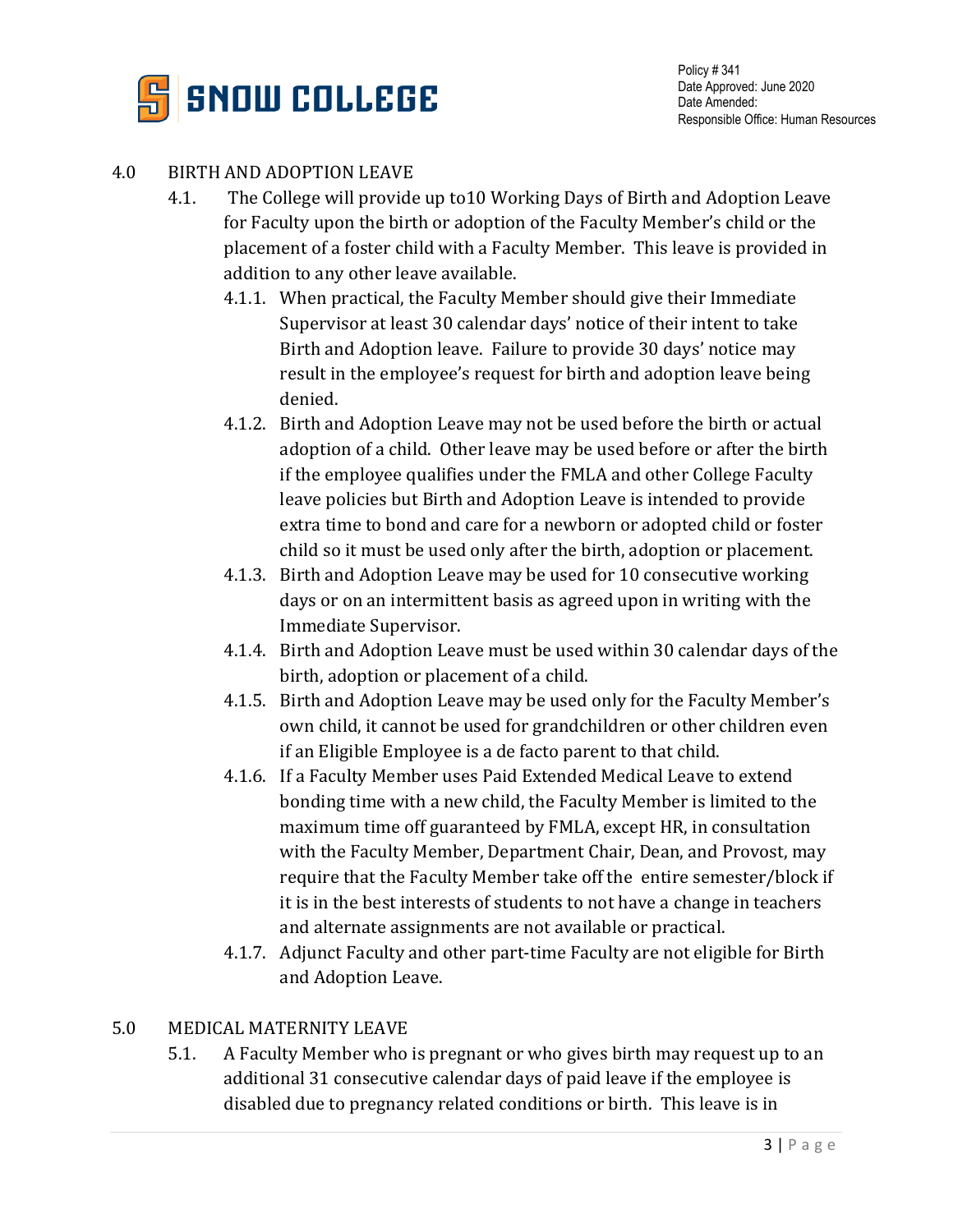## 4.0 BIRTH AND ADOPTION LEAVE

4.1. The College will provide up to10 Working Days of Birth and Adoption Leave for Faculty upon the birth or adoption of the Faculty Member's child or the placement of a foster child with a Faculty Member. This leave is provided in addition to any other leave available.

4.1.1. When practical, the Faculty Member should give their Immediate Supervisor at least 30 calendar days' notice of their intent to take Birth and Adoption leave. Failure to provide 30 days' notice may result in the employee's request for birth and adoption leave being denied.

4.1.2. Birth and Adoption Leave may not be used before the birth or actual adoption of a child. Other leave may be used before or after the birth if the employee qualifies under the FMLA and other College Faculty leave policies but Birth and Adoption Leave is intended to provide extra time to bond and care for a newborn or adopted child or foster child so it must be used only after the birth, adoption or placement.

4.1.3. Birth and Adoption Leave may be used for 10 consecutive working days or on an intermittent basis as agreed upon in writing with the Immediate Supervisor.

4.1.4. Birth and Adoption Leave must be used within 30 calendar days of the birth, adoption or placement of a child.

4.1.5. Birth and Adoption Leave may be used only for the Faculty Member's own child, it cannot be used for grandchildren or other children even if an Eligible Employee is a de facto parent to that child.

4.1.6. If a Faculty Member uses Paid Extended Medical Leave to extend bonding time with a new child, the Faculty Member is limited to the maximum time off guaranteed by FMLA, except HR, in consultation with the Faculty Member, Department Chair, Dean, and Provost, may require that the Faculty Member take off the entire semester/block if it is in the best interests of students to not have a change in teachers and alternate assignments are not available or practical.

4.1.7. Adjunct Faculty and other part-time Faculty are not eligible for Birth and Adoption Leave.

## 5.0 MEDICAL MATERNITY LEAVE

5.1. A Faculty Member who is pregnant or who gives birth may request up to an additional 31 consecutive calendar days of paid leave if the employee is disabled due to pregnancy related conditions or birth. This leave is in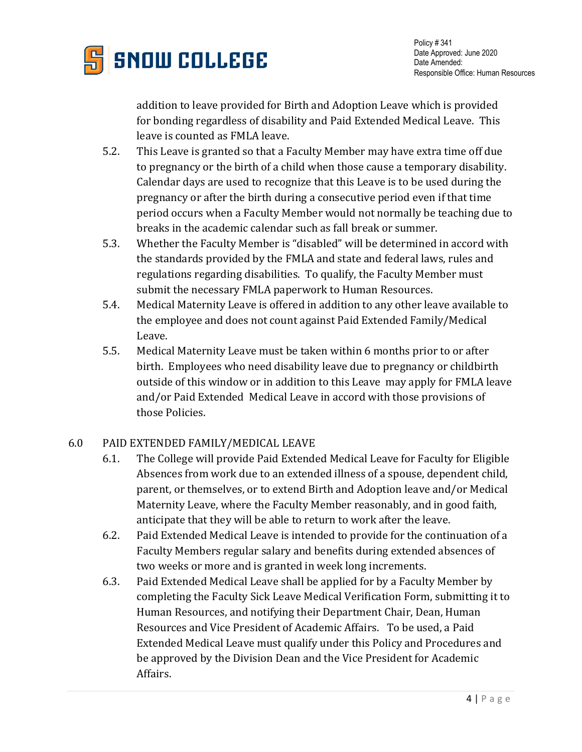addition to leave provided for Birth and Adoption Leave which is provided for bonding regardless of disability and Paid Extended Medical Leave. This leave is counted as FMLA leave.

5.2. This Leave is granted so that a Faculty Member may have extra time off due to pregnancy or the birth of a child when those cause a temporary disability. Calendar days are used to recognize that this Leave is to be used during the pregnancy or after the birth during a consecutive period even if that time period occurs when a Faculty Member would not normally be teaching due to breaks in the academic calendar such as fall break or summer.

5.3. Whether the Faculty Member is "disabled" will be determined in accord with the standards provided by the FMLA and state and federal laws, rules and regulations regarding disabilities. To qualify, the Faculty Member must submit the necessary FMLA paperwork to Human Resources.

5.4. Medical Maternity Leave is offered in addition to any other leave available to the employee and does not count against Paid Extended Family/Medical Leave.

5.5. Medical Maternity Leave must be taken within 6 months prior to or after birth. Employees who need disability leave due to pregnancy or childbirth outside of this window or in addition to this Leave may apply for FMLA leave and/or Paid Extended Medical Leave in accord with those provisions of those Policies.

## 6.0 PAID EXTENDED FAMILY/MEDICAL LEAVE

6.1. The College will provide Paid Extended Medical Leave for Faculty for Eligible Absences from work due to an extended illness of a spouse, dependent child, parent, or themselves, or to extend Birth and Adoption leave and/or Medical Maternity Leave, where the Faculty Member reasonably, and in good faith, anticipate that they will be able to return to work after the leave.

6.2. Paid Extended Medical Leave is intended to provide for the continuation of a Faculty Members regular salary and benefits during extended absences of two weeks or more and is granted in week long increments.

6.3. Paid Extended Medical Leave shall be applied for by a Faculty Member by completing the Faculty Sick Leave Medical Verification Form, submitting it to Human Resources, and notifying their Department Chair, Dean, Human Resources and Vice President of Academic Affairs. To be used, a Paid Extended Medical Leave must qualify under this Policy and Procedures and be approved by the Division Dean and the Vice President for Academic Affairs.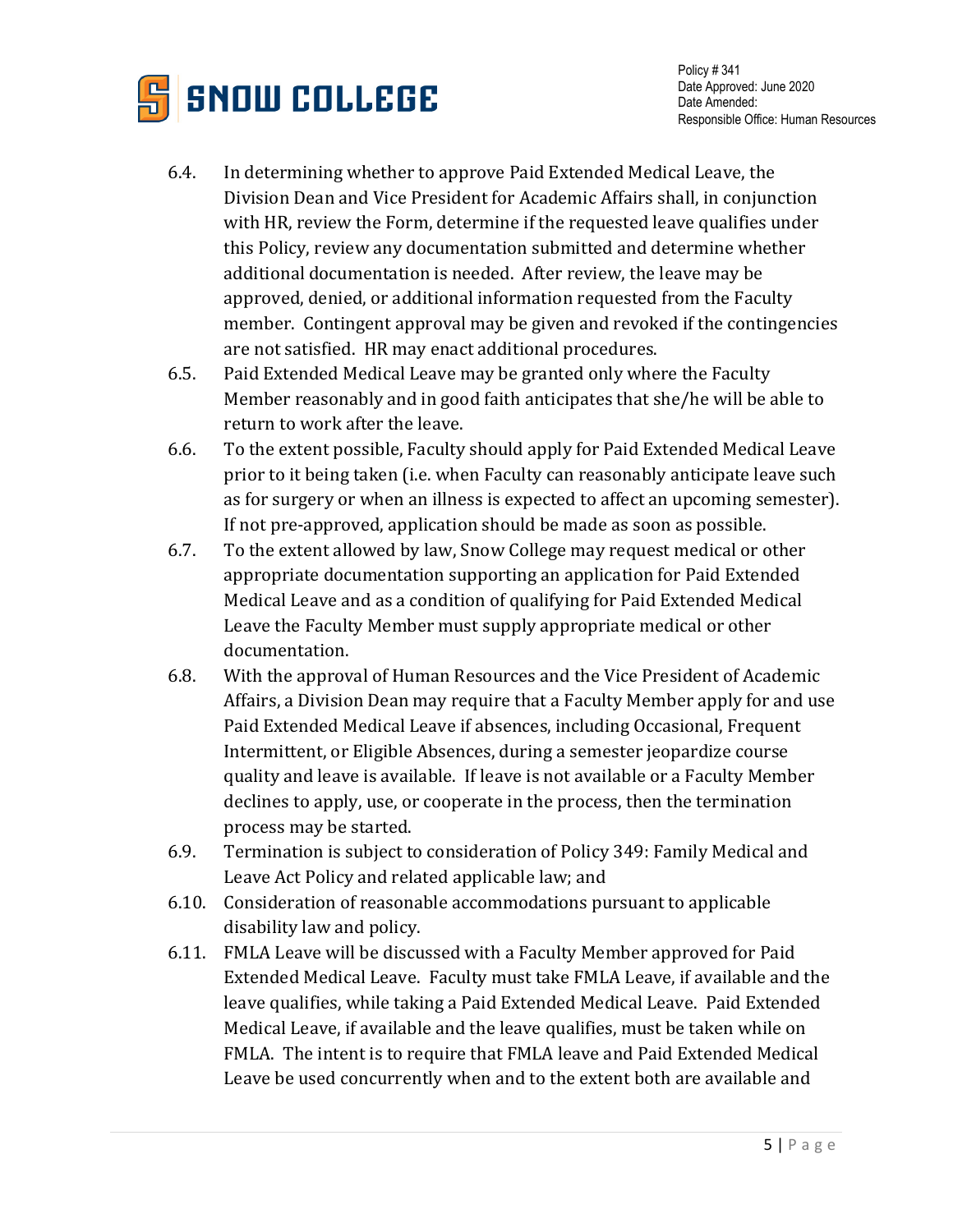6.4. In determining whether to approve Paid Extended Medical Leave, the Division Dean and Vice President for Academic Affairs shall, in conjunction with HR, review the Form, determine if the requested leave qualifies under this Policy, review any documentation submitted and determine whether additional documentation is needed. After review, the leave may be approved, denied, or additional information requested from the Faculty member. Contingent approval may be given and revoked if the contingencies are not satisfied. HR may enact additional procedures.

6.5. Paid Extended Medical Leave may be granted only where the Faculty Member reasonably and in good faith anticipates that she/he will be able to return to work after the leave.

6.6. To the extent possible, Faculty should apply for Paid Extended Medical Leave prior to it being taken (i.e. when Faculty can reasonably anticipate leave such as for surgery or when an illness is expected to affect an upcoming semester). If not pre-approved, application should be made as soon as possible.

6.7. To the extent allowed by law, Snow College may request medical or other appropriate documentation supporting an application for Paid Extended Medical Leave and as a condition of qualifying for Paid Extended Medical Leave the Faculty Member must supply appropriate medical or other documentation.

6.8. With the approval of Human Resources and the Vice President of Academic Affairs, a Division Dean may require that a Faculty Member apply for and use Paid Extended Medical Leave if absences, including Occasional, Frequent Intermittent, or Eligible Absences, during a semester jeopardize course quality and leave is available. If leave is not available or a Faculty Member declines to apply, use, or cooperate in the process, then the termination process may be started.

6.9. Termination is subject to consideration of Policy 349: Family Medical and Leave Act Policy and related applicable law; and

6.10. Consideration of reasonable accommodations pursuant to applicable disability law and policy.

6.11. FMLA Leave will be discussed with a Faculty Member approved for Paid Extended Medical Leave. Faculty must take FMLA Leave, if available and the leave qualifies, while taking a Paid Extended Medical Leave. Paid Extended Medical Leave, if available and the leave qualifies, must be taken while on FMLA. The intent is to require that FMLA leave and Paid Extended Medical Leave be used concurrently when and to the extent both are available and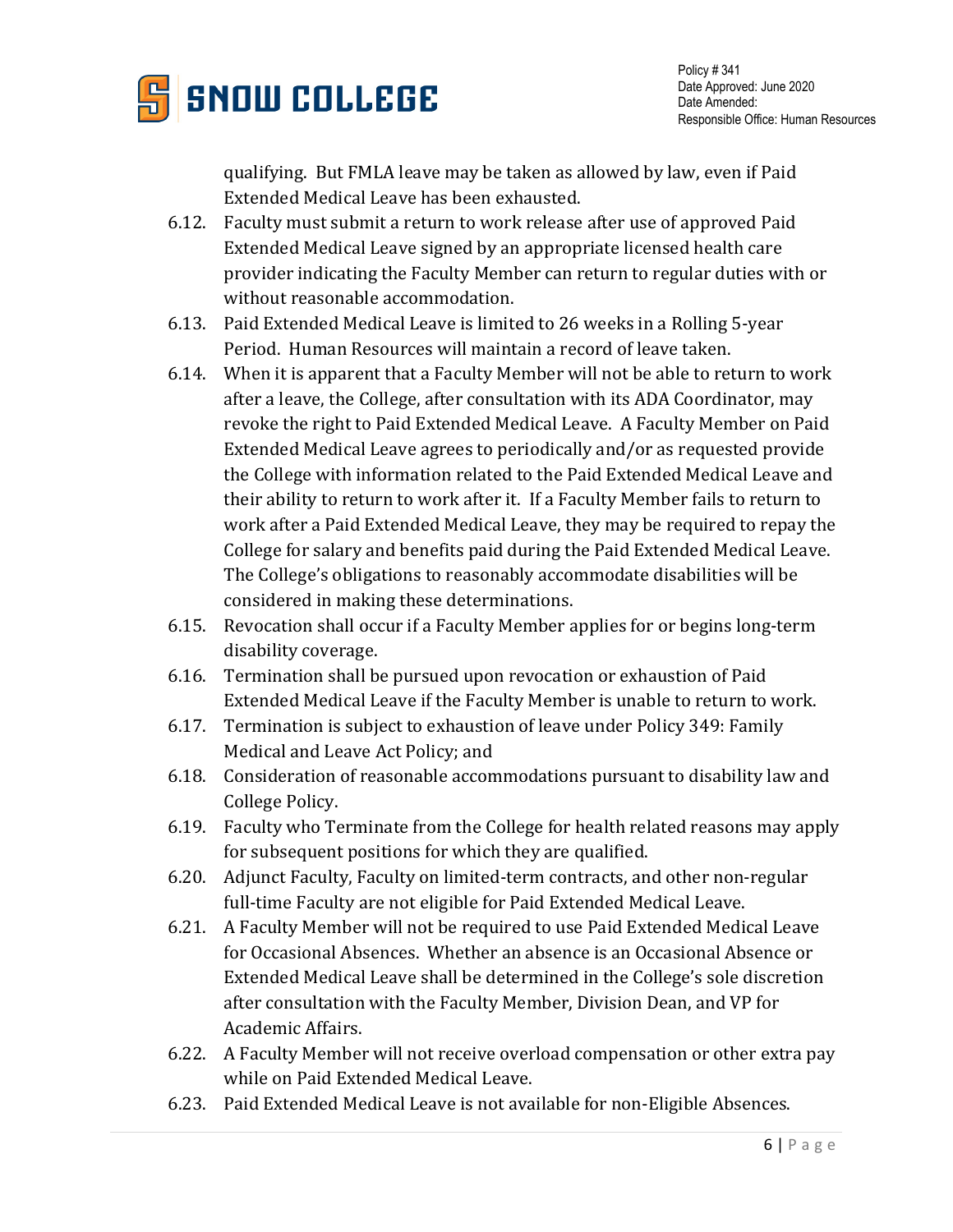qualifying. But FMLA leave may be taken as allowed by law, even if Paid Extended Medical Leave has been exhausted.

6.12. Faculty must submit a return to work release after use of approved Paid Extended Medical Leave signed by an appropriate licensed health care provider indicating the Faculty Member can return to regular duties with or without reasonable accommodation.

6.13. Paid Extended Medical Leave is limited to 26 weeks in a Rolling 5-year Period. Human Resources will maintain a record of leave taken.

6.14. When it is apparent that a Faculty Member will not be able to return to work after a leave, the College, after consultation with its ADA Coordinator, may revoke the right to Paid Extended Medical Leave. A Faculty Member on Paid Extended Medical Leave agrees to periodically and/or as requested provide the College with information related to the Paid Extended Medical Leave and their ability to return to work after it. If a Faculty Member fails to return to work after a Paid Extended Medical Leave, they may be required to repay the College for salary and benefits paid during the Paid Extended Medical Leave. The College's obligations to reasonably accommodate disabilities will be considered in making these determinations.

6.15. Revocation shall occur if a Faculty Member applies for or begins long-term disability coverage.

6.16. Termination shall be pursued upon revocation or exhaustion of Paid Extended Medical Leave if the Faculty Member is unable to return to work.

6.17. Termination is subject to exhaustion of leave under Policy 349: Family Medical and Leave Act Policy; and

6.18. Consideration of reasonable accommodations pursuant to disability law and College Policy.

6.19. Faculty who Terminate from the College for health related reasons may apply for subsequent positions for which they are qualified.

6.20. Adjunct Faculty, Faculty on limited-term contracts, and other non-regular full-time Faculty are not eligible for Paid Extended Medical Leave.

6.21. A Faculty Member will not be required to use Paid Extended Medical Leave for Occasional Absences. Whether an absence is an Occasional Absence or Extended Medical Leave shall be determined in the College's sole discretion after consultation with the Faculty Member, Division Dean, and VP for Academic Affairs.

6.22. A Faculty Member will not receive overload compensation or other extra pay while on Paid Extended Medical Leave.

6.23. Paid Extended Medical Leave is not available for non-Eligible Absences.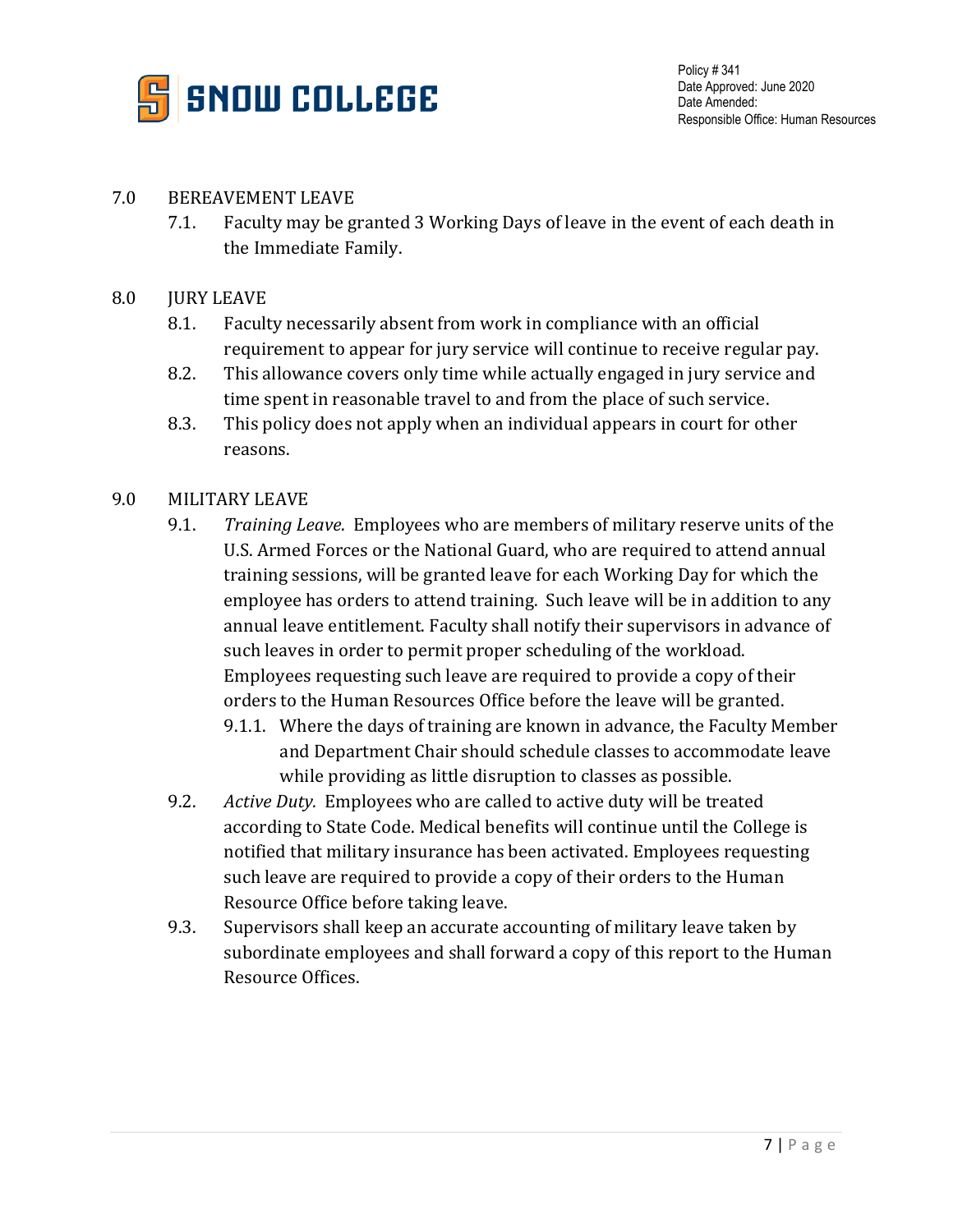## 7.0 BEREAVEMENT LEAVE

7.1. Faculty may be granted 3 Working Days of leave in the event of each death in the Immediate Family.

## 8.0 JURY LEAVE

8.1. Faculty necessarily absent from work in compliance with an official requirement to appear for jury service will continue to receive regular pay.

8.2. This allowance covers only time while actually engaged in jury service and time spent in reasonable travel to and from the place of such service.

8.3. This policy does not apply when an individual appears in court for other reasons.

## 9.0 MILITARY LEAVE

9.1. *Training Leave*. Employees who are members of military reserve units of the U.S. Armed Forces or the National Guard, who are required to attend annual training sessions, will be granted leave for each Working Day for which the employee has orders to attend training. Such leave will be in addition to any annual leave entitlement. Faculty shall notify their supervisors in advance of such leaves in order to permit proper scheduling of the workload. Employees requesting such leave are required to provide a copy of their orders to the Human Resources Office before the leave will be granted.

9.1.1. Where the days of training are known in advance, the Faculty Member and Department Chair should schedule classes to accommodate leave while providing as little disruption to classes as possible.

9.2. *Active Duty.* Employees who are called to active duty will be treated according to State Code. Medical benefits will continue until the College is notified that military insurance has been activated. Employees requesting such leave are required to provide a copy of their orders to the Human Resource Office before taking leave.

9.3. Supervisors shall keep an accurate accounting of military leave taken by subordinate employees and shall forward a copy of this report to the Human Resource Offices.